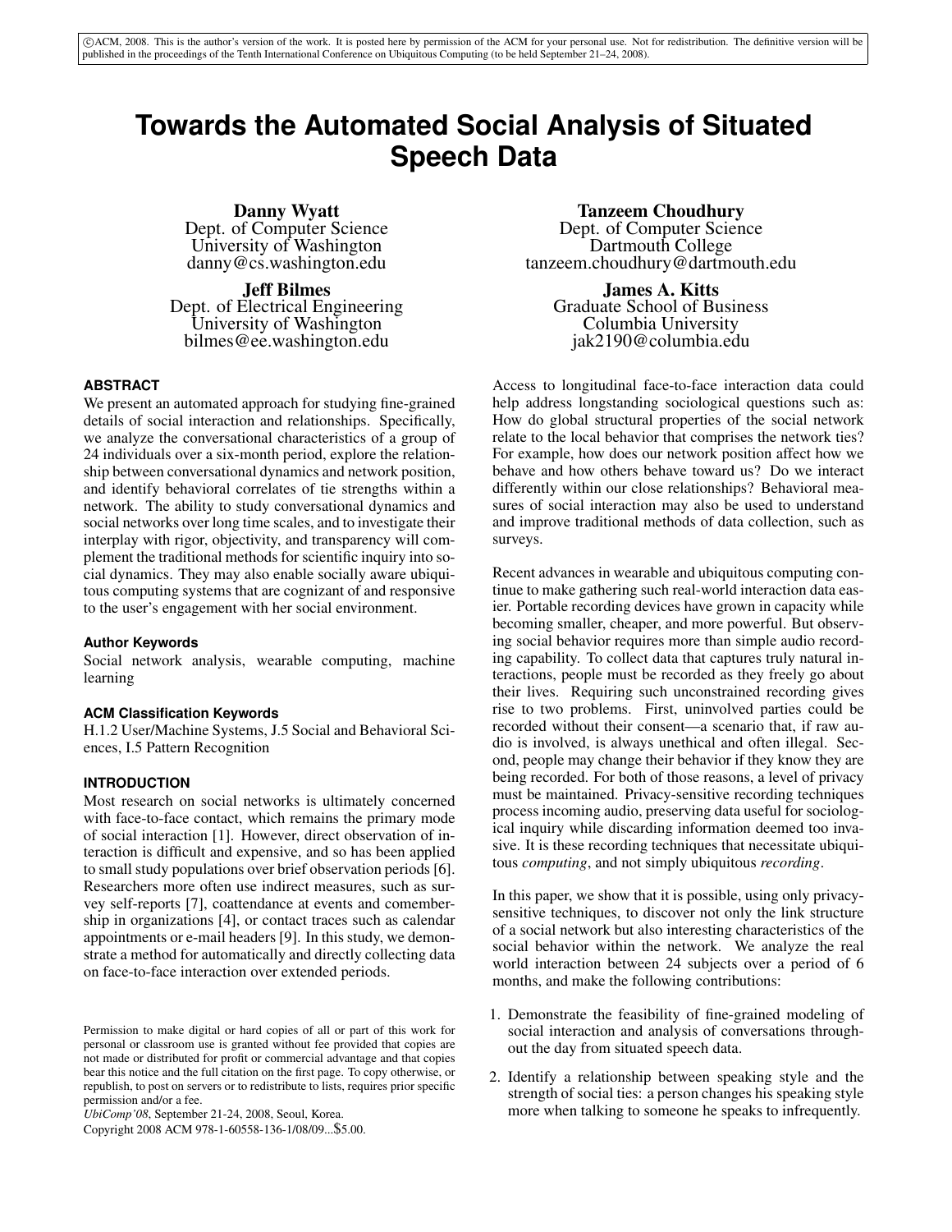©ACM, 2008. This is the author's version of the work. It is posted here by permission of the ACM for your personal use. Not for redistribution. The definitive version will be published in the proceedings of the Tenth International Conference on Ubiquitous Computing (to be held September 21–24, 2008).

# Towards the Automated Social Analysis of Situated Speech Data

**Danny Wyatt**
Dept. of Computer Science
University of Washington
danny@cs.washington.edu

**Jeff Bilmes**
Dept. of Electrical Engineering
University of Washington
bilmes@ee.washington.edu

**Tanzeem Choudhury**
Dept. of Computer Science
Dartmouth College
tanzeem.choudhury@dartmouth.edu

**James A. Kitts**
Graduate School of Business
Columbia University
jak2190@columbia.edu

## ABSTRACT

We present an automated approach for studying fine-grained details of social interaction and relationships. Specifically, we analyze the conversational characteristics of a group of 24 individuals over a six-month period, explore the relationship between conversational dynamics and network position, and identify behavioral correlates of tie strengths within a network. The ability to study conversational dynamics and social networks over long time scales, and to investigate their interplay with rigor, objectivity, and transparency will complement the traditional methods for scientific inquiry into social dynamics. They may also enable socially aware ubiquitous computing systems that are cognizant of and responsive to the user's engagement with her social environment.

### Author Keywords

Social network analysis, wearable computing, machine learning

### ACM Classification Keywords

H.1.2 User/Machine Systems, J.5 Social and Behavioral Sciences, I.5 Pattern Recognition

## INTRODUCTION

Most research on social networks is ultimately concerned with face-to-face contact, which remains the primary mode of social interaction [1]. However, direct observation of interaction is difficult and expensive, and so has been applied to small study populations over brief observation periods [6]. Researchers more often use indirect measures, such as survey self-reports [7], coattendance at events and comembership in organizations [4], or contact traces such as calendar appointments or e-mail headers [9]. In this study, we demonstrate a method for automatically and directly collecting data on face-to-face interaction over extended periods.

Permission to make digital or hard copies of all or part of this work for personal or classroom use is granted without fee provided that copies are not made or distributed for profit or commercial advantage and that copies bear this notice and the full citation on the first page. To copy otherwise, or republish, to post on servers or to redistribute to lists, requires prior specific permission and/or a fee.
*UbiComp'08*, September 21-24, 2008, Seoul, Korea.
Copyright 2008 ACM 978-1-60558-136-1/08/09...$5.00.

Access to longitudinal face-to-face interaction data could help address longstanding sociological questions such as: How do global structural properties of the social network relate to the local behavior that comprises the network ties? For example, how does our network position affect how we behave and how others behave toward us? Do we interact differently within our close relationships? Behavioral measures of social interaction may also be used to understand and improve traditional methods of data collection, such as surveys.

Recent advances in wearable and ubiquitous computing continue to make gathering such real-world interaction data easier. Portable recording devices have grown in capacity while becoming smaller, cheaper, and more powerful. But observing social behavior requires more than simple audio recording capability. To collect data that captures truly natural interactions, people must be recorded as they freely go about their lives. Requiring such unconstrained recording gives rise to two problems. First, uninvolved parties could be recorded without their consent—a scenario that, if raw audio is involved, is always unethical and often illegal. Second, people may change their behavior if they know they are being recorded. For both of those reasons, a level of privacy must be maintained. Privacy-sensitive recording techniques process incoming audio, preserving data useful for sociological inquiry while discarding information deemed too invasive. It is these recording techniques that necessitate ubiquitous *computing*, and not simply ubiquitous *recording*.

In this paper, we show that it is possible, using only privacy-sensitive techniques, to discover not only the link structure of a social network but also interesting characteristics of the social behavior within the network. We analyze the real world interaction between 24 subjects over a period of 6 months, and make the following contributions:

1. Demonstrate the feasibility of fine-grained modeling of social interaction and analysis of conversations throughout the day from situated speech data.
2. Identify a relationship between speaking style and the strength of social ties: a person changes his speaking style more when talking to someone he speaks to infrequently.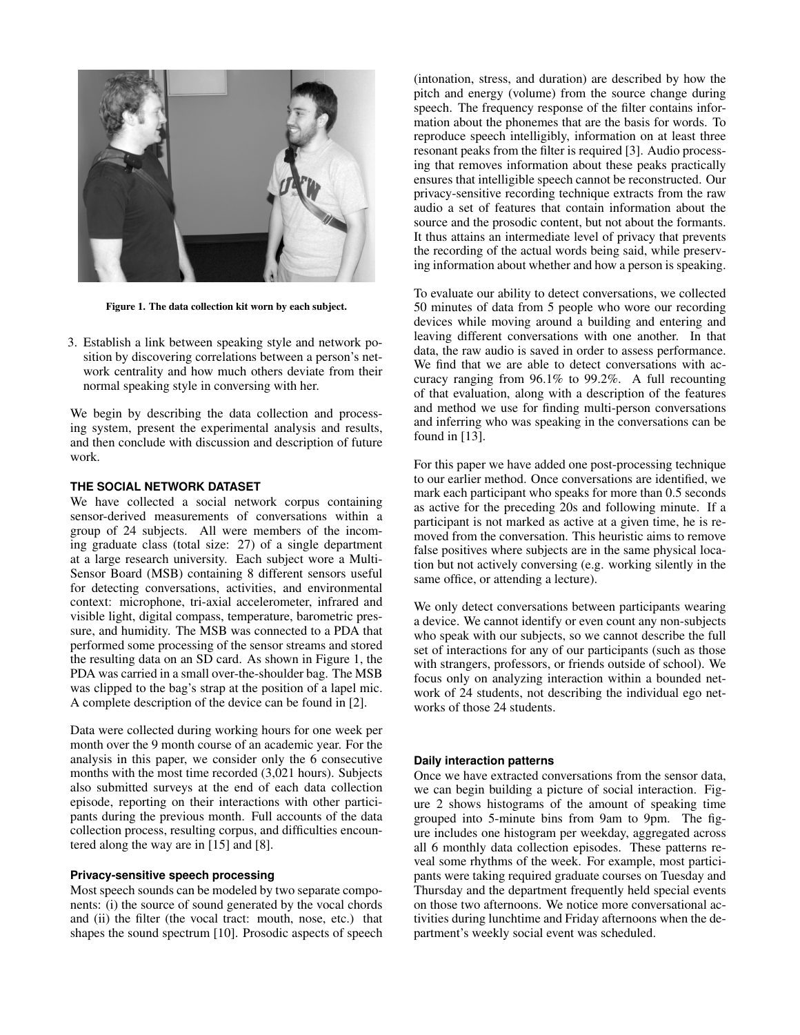Figure 1. The data collection kit worn by each subject.

3. Establish a link between speaking style and network position by discovering correlations between a person's network centrality and how much others deviate from their normal speaking style in conversing with her.

We begin by describing the data collection and processing system, present the experimental analysis and results, and then conclude with discussion and description of future work.

## THE SOCIAL NETWORK DATASET

We have collected a social network corpus containing sensor-derived measurements of conversations within a group of 24 subjects. All were members of the incoming graduate class (total size: 27) of a single department at a large research university. Each subject wore a Multi-Sensor Board (MSB) containing 8 different sensors useful for detecting conversations, activities, and environmental context: microphone, tri-axial accelerometer, infrared and visible light, digital compass, temperature, barometric pressure, and humidity. The MSB was connected to a PDA that performed some processing of the sensor streams and stored the resulting data on an SD card. As shown in Figure 1, the PDA was carried in a small over-the-shoulder bag. The MSB was clipped to the bag's strap at the position of a lapel mic. A complete description of the device can be found in [2].

Data were collected during working hours for one week per month over the 9 month course of an academic year. For the analysis in this paper, we consider only the 6 consecutive months with the most time recorded (3,021 hours). Subjects also submitted surveys at the end of each data collection episode, reporting on their interactions with other participants during the previous month. Full accounts of the data collection process, resulting corpus, and difficulties encountered along the way are in [15] and [8].

### Privacy-sensitive speech processing

Most speech sounds can be modeled by two separate components: (i) the source of sound generated by the vocal chords and (ii) the filter (the vocal tract: mouth, nose, etc.) that shapes the sound spectrum [10]. Prosodic aspects of speech (intonation, stress, and duration) are described by how the pitch and energy (volume) from the source change during speech. The frequency response of the filter contains information about the phonemes that are the basis for words. To reproduce speech intelligibly, information on at least three resonant peaks from the filter is required [3]. Audio processing that removes information about these peaks practically ensures that intelligible speech cannot be reconstructed. Our privacy-sensitive recording technique extracts from the raw audio a set of features that contain information about the source and the prosodic content, but not about the formants. It thus attains an intermediate level of privacy that prevents the recording of the actual words being said, while preserving information about whether and how a person is speaking.

To evaluate our ability to detect conversations, we collected 50 minutes of data from 5 people who wore our recording devices while moving around a building and entering and leaving different conversations with one another. In that data, the raw audio is saved in order to assess performance. We find that we are able to detect conversations with accuracy ranging from 96.1% to 99.2%. A full recounting of that evaluation, along with a description of the features and method we use for finding multi-person conversations and inferring who was speaking in the conversations can be found in [13].

For this paper we have added one post-processing technique to our earlier method. Once conversations are identified, we mark each participant who speaks for more than 0.5 seconds as active for the preceding 20s and following minute. If a participant is not marked as active at a given time, he is removed from the conversation. This heuristic aims to remove false positives where subjects are in the same physical location but not actively conversing (e.g. working silently in the same office, or attending a lecture).

We only detect conversations between participants wearing a device. We cannot identify or even count any non-subjects who speak with our subjects, so we cannot describe the full set of interactions for any of our participants (such as those with strangers, professors, or friends outside of school). We focus only on analyzing interaction within a bounded network of 24 students, not describing the individual ego networks of those 24 students.

### Daily interaction patterns

Once we have extracted conversations from the sensor data, we can begin building a picture of social interaction. Figure 2 shows histograms of the amount of speaking time grouped into 5-minute bins from 9am to 9pm. The figure includes one histogram per weekday, aggregated across all 6 monthly data collection episodes. These patterns reveal some rhythms of the week. For example, most participants were taking required graduate courses on Tuesday and Thursday and the department frequently held special events on those two afternoons. We notice more conversational activities during lunchtime and Friday afternoons when the department's weekly social event was scheduled.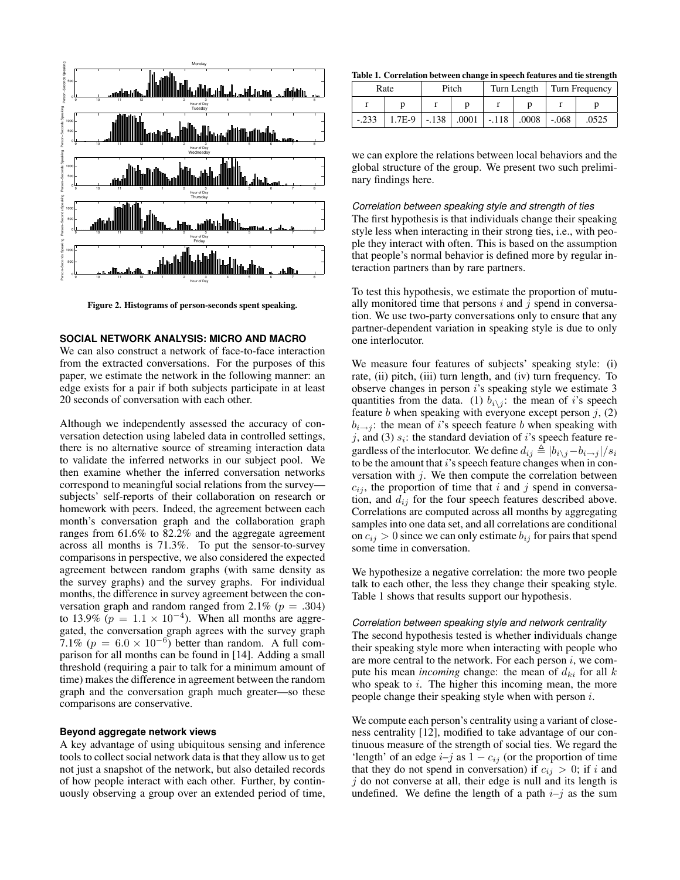Figure 2. Histograms of person-seconds spent speaking.

## SOCIAL NETWORK ANALYSIS: MICRO AND MACRO

We can also construct a network of face-to-face interaction from the extracted conversations. For the purposes of this paper, we estimate the network in the following manner: an edge exists for a pair if both subjects participate in at least 20 seconds of conversation with each other.

Although we independently assessed the accuracy of conversation detection using labeled data in controlled settings, there is no alternative source of streaming interaction data to validate the inferred networks in our subject pool. We then examine whether the inferred conversation networks correspond to meaningful social relations from the survey—subjects' self-reports of their collaboration on research or homework with peers. Indeed, the agreement between each month's conversation graph and the collaboration graph ranges from 61.6% to 82.2% and the aggregate agreement across all months is 71.3%. To put the sensor-to-survey comparisons in perspective, we also considered the expected agreement between random graphs (with same density as the survey graphs) and the survey graphs. For individual months, the difference in survey agreement between the conversation graph and random ranged from 2.1% ($p = .304$) to 13.9% ($p = 1.1 \times 10^{-4}$). When all months are aggregated, the conversation graph agrees with the survey graph 7.1% ($p = 6.0 \times 10^{-6}$) better than random. A full comparison for all months can be found in [14]. Adding a small threshold (requiring a pair to talk for a minimum amount of time) makes the difference in agreement between the random graph and the conversation graph much greater—so these comparisons are conservative.

### Beyond aggregate network views

A key advantage of using ubiquitous sensing and inference tools to collect social network data is that they allow us to get not just a snapshot of the network, but also detailed records of how people interact with each other. Further, by continuously observing a group over an extended period of time, we can explore the relations between local behaviors and the global structure of the group. We present two such preliminary findings here.

**Table 1. Correlation between change in speech features and tie strength**

| Rate | | Pitch | | Turn Length | | Turn Frequency | |
|---|---|---|---|---|---|---|---|
| r | p | r | p | r | p | r | p |
| -.233 | 1.7E-9 | -.138 | .0001 | -.118 | .0008 | -.068 | .0525 |

#### *Correlation between speaking style and strength of ties*

The first hypothesis is that individuals change their speaking style less when interacting in their strong ties, i.e., with people they interact with often. This is based on the assumption that people's normal behavior is defined more by regular interaction partners than by rare partners.

To test this hypothesis, we estimate the proportion of mutually monitored time that persons $i$ and $j$ spend in conversation. We use two-party conversations only to ensure that any partner-dependent variation in speaking style is due to only one interlocutor.

We measure four features of subjects' speaking style: (i) rate, (ii) pitch, (iii) turn length, and (iv) turn frequency. To observe changes in person $i$'s speaking style we estimate 3 quantities from the data. (1) $b_{i \setminus j}$: the mean of $i$'s speech feature $b$ when speaking with everyone except person $j$, (2) $b_{i \to j}$: the mean of $i$'s speech feature $b$ when speaking with $j$, and (3) $s_i$: the standard deviation of $i$'s speech feature regardless of the interlocutor. We define $d_{ij} \triangleq |b_{i \setminus j} - b_{i \to j}|/s_i$ to be the amount that $i$'s speech feature changes when in conversation with $j$. We then compute the correlation between $c_{ij}$, the proportion of time that $i$ and $j$ spend in conversation, and $d_{ij}$ for the four speech features described above. Correlations are computed across all months by aggregating samples into one data set, and all correlations are conditional on $c_{ij} > 0$ since we can only estimate $b_{ij}$ for pairs that spend some time in conversation.

We hypothesize a negative correlation: the more two people talk to each other, the less they change their speaking style. Table 1 shows that results support our hypothesis.

#### *Correlation between speaking style and network centrality*

The second hypothesis tested is whether individuals change their speaking style more when interacting with people who are more central to the network. For each person $i$, we compute his mean *incoming* change: the mean of $d_{ki}$ for all $k$ who speak to $i$. The higher this incoming mean, the more people change their speaking style when with person $i$.

We compute each person's centrality using a variant of closeness centrality [12], modified to take advantage of our continuous measure of the strength of social ties. We regard the 'length' of an edge $i$–$j$ as $1 - c_{ij}$ (or the proportion of time that they do not spend in conversation) if $c_{ij} > 0$; if $i$ and $j$ do not converse at all, their edge is null and its length is undefined. We define the length of a path $i$–$j$ as the sum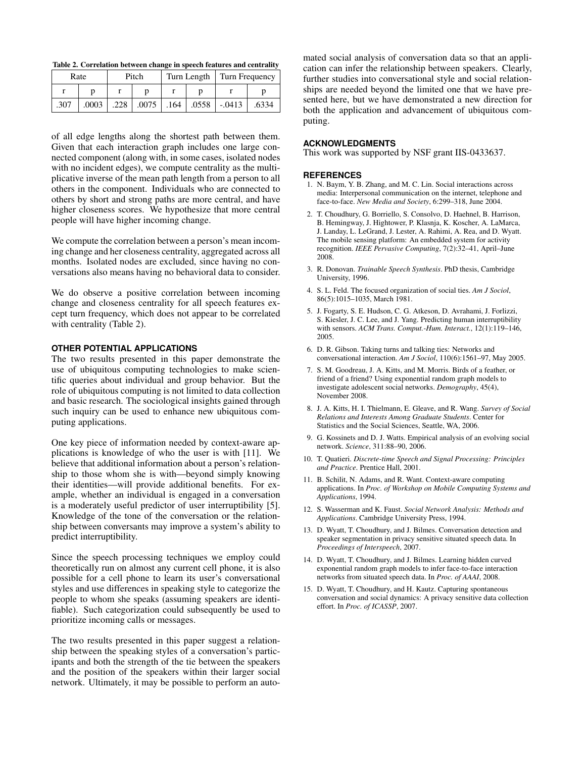Table 2. Correlation between change in speech features and centrality

| Rate | | Pitch | | Turn Length | | Turn Frequency | |
|---|---|---|---|---|---|---|---|
| r | p | r | p | r | p | r | p |
| .307 | .0003 | .228 | .0075 | .164 | .0558 | -.0413 | .6334 |

of all edge lengths along the shortest path between them. Given that each interaction graph includes one large connected component (along with, in some cases, isolated nodes with no incident edges), we compute centrality as the multiplicative inverse of the mean path length from a person to all others in the component. Individuals who are connected to others by short and strong paths are more central, and have higher closeness scores. We hypothesize that more central people will have higher incoming change.

We compute the correlation between a person's mean incoming change and her closeness centrality, aggregated across all months. Isolated nodes are excluded, since having no conversations also means having no behavioral data to consider.

We do observe a positive correlation between incoming change and closeness centrality for all speech features except turn frequency, which does not appear to be correlated with centrality (Table 2).

## OTHER POTENTIAL APPLICATIONS

The two results presented in this paper demonstrate the use of ubiquitous computing technologies to make scientific queries about individual and group behavior. But the role of ubiquitous computing is not limited to data collection and basic research. The sociological insights gained through such inquiry can be used to enhance new ubiquitous computing applications.

One key piece of information needed by context-aware applications is knowledge of who the user is with [11]. We believe that additional information about a person's relationship to those whom she is with—beyond simply knowing their identities—will provide additional benefits. For example, whether an individual is engaged in a conversation is a moderately useful predictor of user interruptibility [5]. Knowledge of the tone of the conversation or the relationship between conversants may improve a system's ability to predict interruptibility.

Since the speech processing techniques we employ could theoretically run on almost any current cell phone, it is also possible for a cell phone to learn its user's conversational styles and use differences in speaking style to categorize the people to whom she speaks (assuming speakers are identifiable). Such categorization could subsequently be used to prioritize incoming calls or messages.

The two results presented in this paper suggest a relationship between the speaking styles of a conversation's participants and both the strength of the tie between the speakers and the position of the speakers within their larger social network. Ultimately, it may be possible to perform an automated social analysis of conversation data so that an application can infer the relationship between speakers. Clearly, further studies into conversational style and social relationships are needed beyond the limited one that we have presented here, but we have demonstrated a new direction for both the application and advancement of ubiquitous computing.

## ACKNOWLEDGMENTS

This work was supported by NSF grant IIS-0433637.

## REFERENCES

1. N. Baym, Y. B. Zhang, and M. C. Lin. Social interactions across media: Interpersonal communication on the internet, telephone and face-to-face. *New Media and Society*, 6:299–318, June 2004.
2. T. Choudhury, G. Borriello, S. Consolvo, D. Haehnel, B. Harrison, B. Hemingway, J. Hightower, P. Klasnja, K. Koscher, A. LaMarca, J. Landay, L. LeGrand, J. Lester, A. Rahimi, A. Rea, and D. Wyatt. The mobile sensing platform: An embedded system for activity recognition. *IEEE Pervasive Computing*, 7(2):32–41, April–June 2008.
3. R. Donovan. *Trainable Speech Synthesis*. PhD thesis, Cambridge University, 1996.
4. S. L. Feld. The focused organization of social ties. *Am J Sociol*, 86(5):1015–1035, March 1981.
5. J. Fogarty, S. E. Hudson, C. G. Atkeson, D. Avrahami, J. Forlizzi, S. Kiesler, J. C. Lee, and J. Yang. Predicting human interruptibility with sensors. *ACM Trans. Comput.-Hum. Interact.*, 12(1):119–146, 2005.
6. D. R. Gibson. Taking turns and talking ties: Networks and conversational interaction. *Am J Sociol*, 110(6):1561–97, May 2005.
7. S. M. Goodreau, J. A. Kitts, and M. Morris. Birds of a feather, or friend of a friend? Using exponential random graph models to investigate adolescent social networks. *Demography*, 45(4), November 2008.
8. J. A. Kitts, H. I. Thielmann, E. Gleave, and R. Wang. *Survey of Social Relations and Interests Among Graduate Students*. Center for Statistics and the Social Sciences, Seattle, WA, 2006.
9. G. Kossinets and D. J. Watts. Empirical analysis of an evolving social network. *Science*, 311:88–90, 2006.
10. T. Quatieri. *Discrete-time Speech and Signal Processing: Principles and Practice*. Prentice Hall, 2001.
11. B. Schilit, N. Adams, and R. Want. Context-aware computing applications. In *Proc. of Workshop on Mobile Computing Systems and Applications*, 1994.
12. S. Wasserman and K. Faust. *Social Network Analysis: Methods and Applications*. Cambridge University Press, 1994.
13. D. Wyatt, T. Choudhury, and J. Bilmes. Conversation detection and speaker segmentation in privacy sensitive situated speech data. In *Proceedings of Interspeech*, 2007.
14. D. Wyatt, T. Choudhury, and J. Bilmes. Learning hidden curved exponential random graph models to infer face-to-face interaction networks from situated speech data. In *Proc. of AAAI*, 2008.
15. D. Wyatt, T. Choudhury, and H. Kautz. Capturing spontaneous conversation and social dynamics: A privacy sensitive data collection effort. In *Proc. of ICASSP*, 2007.